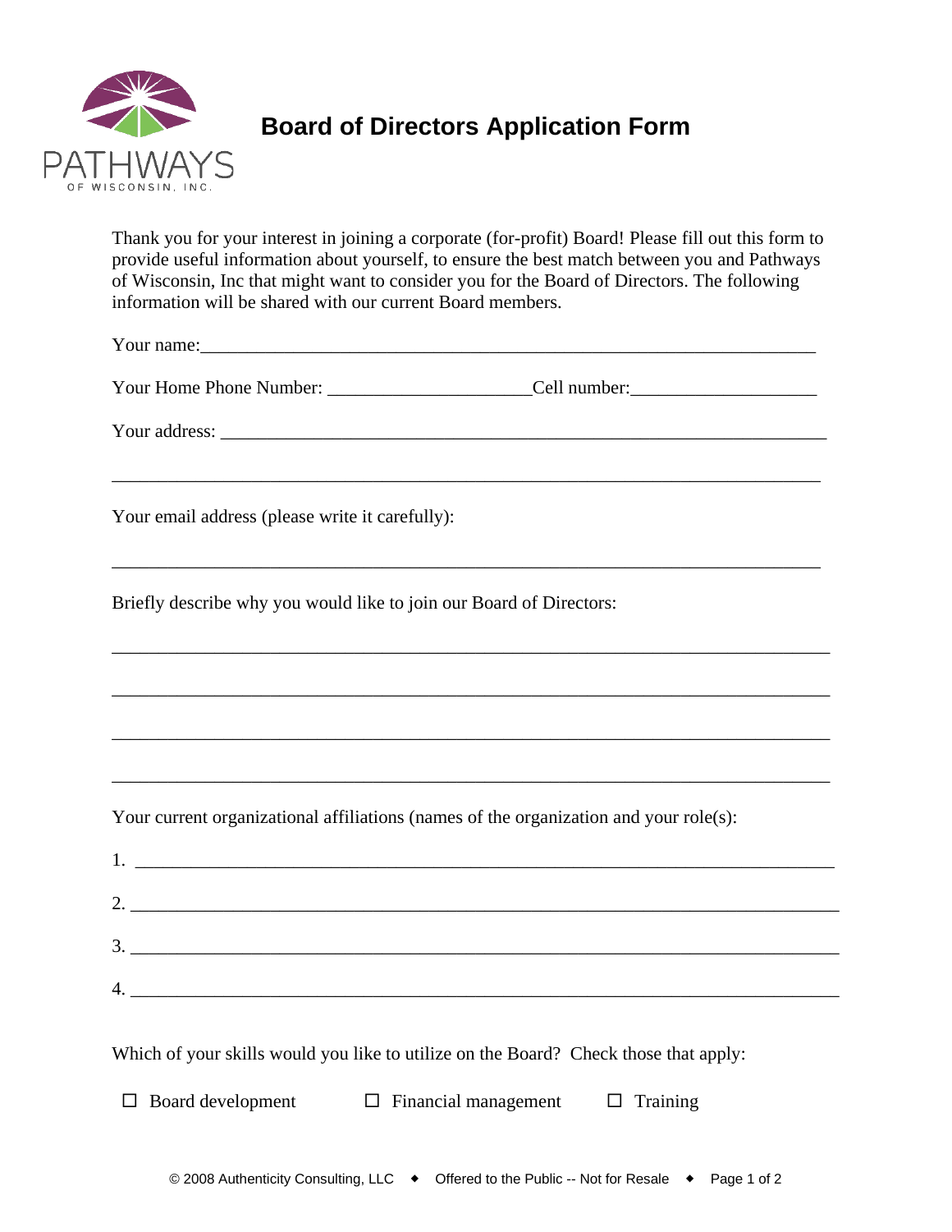PATHWAYS
OF WISCONSIN, INC.

# Board of Directors Application Form

Thank you for your interest in joining a corporate (for-profit) Board! Please fill out this form to provide useful information about yourself, to ensure the best match between you and Pathways of Wisconsin, Inc that might want to consider you for the Board of Directors. The following information will be shared with our current Board members.

Your name:_______________________________________________________________

Your Home Phone Number: _____________________Cell number:___________________

Your address: ______________________________________________________________

___________________________________________________________________________

Your email address (please write it carefully):

___________________________________________________________________________

Briefly describe why you would like to join our Board of Directors:

___________________________________________________________________________

___________________________________________________________________________

___________________________________________________________________________

___________________________________________________________________________

Your current organizational affiliations (names of the organization and your role(s):

1. ________________________________________________________________________

2. ________________________________________________________________________

3. ________________________________________________________________________

4. ________________________________________________________________________

Which of your skills would you like to utilize on the Board? Check those that apply:

☐ Board development ☐ Financial management ☐ Training

© 2008 Authenticity Consulting, LLC ◆ Offered to the Public -- Not for Resale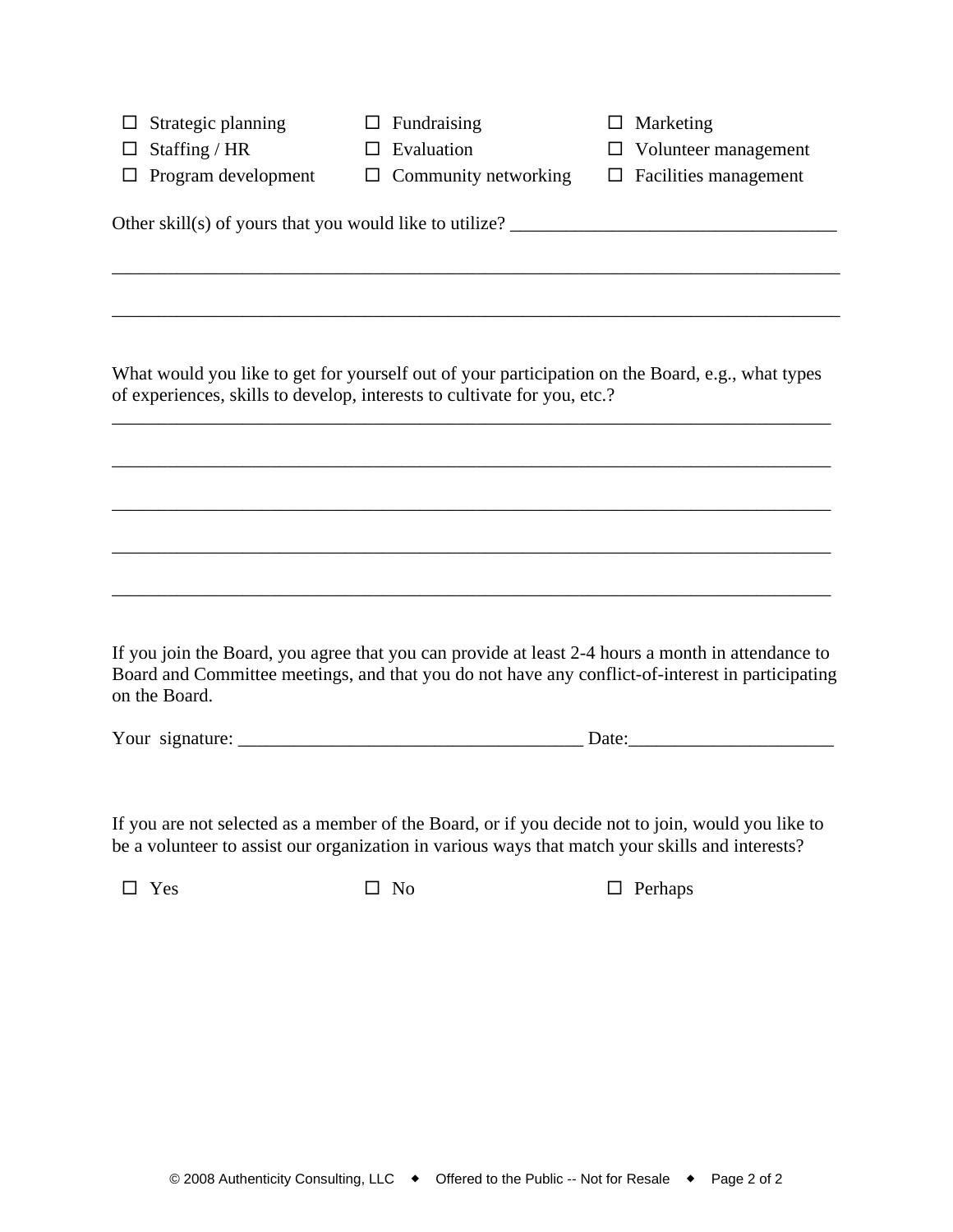☐ Strategic planning
☐ Fundraising
☐ Marketing
☐ Staffing / HR
☐ Evaluation
☐ Volunteer management
☐ Program development
☐ Community networking
☐ Facilities management

Other skill(s) of yours that you would like to utilize? ___________________________________

______________________________________________________________________________

______________________________________________________________________________

What would you like to get for yourself out of your participation on the Board, e.g., what types of experiences, skills to develop, interests to cultivate for you, etc.?

______________________________________________________________________________

______________________________________________________________________________

______________________________________________________________________________

______________________________________________________________________________

______________________________________________________________________________

If you join the Board, you agree that you can provide at least 2-4 hours a month in attendance to Board and Committee meetings, and that you do not have any conflict-of-interest in participating on the Board.

Your signature: _____________________________________ Date:_____________________

If you are not selected as a member of the Board, or if you decide not to join, would you like to be a volunteer to assist our organization in various ways that match your skills and interests?

☐ Yes ☐ No ☐ Perhaps